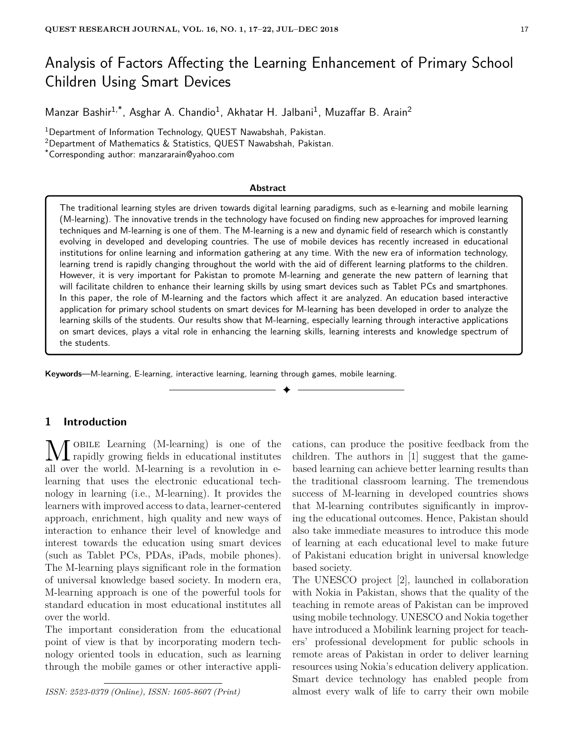# Analysis of Factors Affecting the Learning Enhancement of Primary School Children Using Smart Devices

Manzar Bashir[1,*], Asghar A. Chandio[1], Akhatar H. Jalbani[1], Muzaffar B. Arain[2]

[1]Department of Information Technology, QUEST Nawabshah, Pakistan.
[2]Department of Mathematics & Statistics, QUEST Nawabshah, Pakistan.
[*]Corresponding author: manzararain@yahoo.com

**Abstract**

The traditional learning styles are driven towards digital learning paradigms, such as e-learning and mobile learning (M-learning). The innovative trends in the technology have focused on finding new approaches for improved learning techniques and M-learning is one of them. The M-learning is a new and dynamic field of research which is constantly evolving in developed and developing countries. The use of mobile devices has recently increased in educational institutions for online learning and information gathering at any time. With the new era of information technology, learning trend is rapidly changing throughout the world with the aid of different learning platforms to the children. However, it is very important for Pakistan to promote M-learning and generate the new pattern of learning that will facilitate children to enhance their learning skills by using smart devices such as Tablet PCs and smartphones. In this paper, the role of M-learning and the factors which affect it are analyzed. An education based interactive application for primary school students on smart devices for M-learning has been developed in order to analyze the learning skills of the students. Our results show that M-learning, especially learning through interactive applications on smart devices, plays a vital role in enhancing the learning skills, learning interests and knowledge spectrum of the students.

**Keywords**—M-learning, E-learning, interactive learning, learning through games, mobile learning.

## 1 Introduction

Mobile Learning (M-learning) is one of the rapidly growing fields in educational institutes all over the world. M-learning is a revolution in e-learning that uses the electronic educational technology in learning (i.e., M-learning). It provides the learners with improved access to data, learner-centered approach, enrichment, high quality and new ways of interaction to enhance their level of knowledge and interest towards the education using smart devices (such as Tablet PCs, PDAs, iPads, mobile phones). The M-learning plays significant role in the formation of universal knowledge based society. In modern era, M-learning approach is one of the powerful tools for standard education in most educational institutes all over the world.

The important consideration from the educational point of view is that by incorporating modern technology oriented tools in education, such as learning through the mobile games or other interactive applications, can produce the positive feedback from the children. The authors in [1] suggest that the game-based learning can achieve better learning results than the traditional classroom learning. The tremendous success of M-learning in developed countries shows that M-learning contributes significantly in improving the educational outcomes. Hence, Pakistan should also take immediate measures to introduce this mode of learning at each educational level to make future of Pakistani education bright in universal knowledge based society.

The UNESCO project [2], launched in collaboration with Nokia in Pakistan, shows that the quality of the teaching in remote areas of Pakistan can be improved using mobile technology. UNESCO and Nokia together have introduced a Mobilink learning project for teachers' professional development for public schools in remote areas of Pakistan in order to deliver learning resources using Nokia's education delivery application. Smart device technology has enabled people from almost every walk of life to carry their own mobile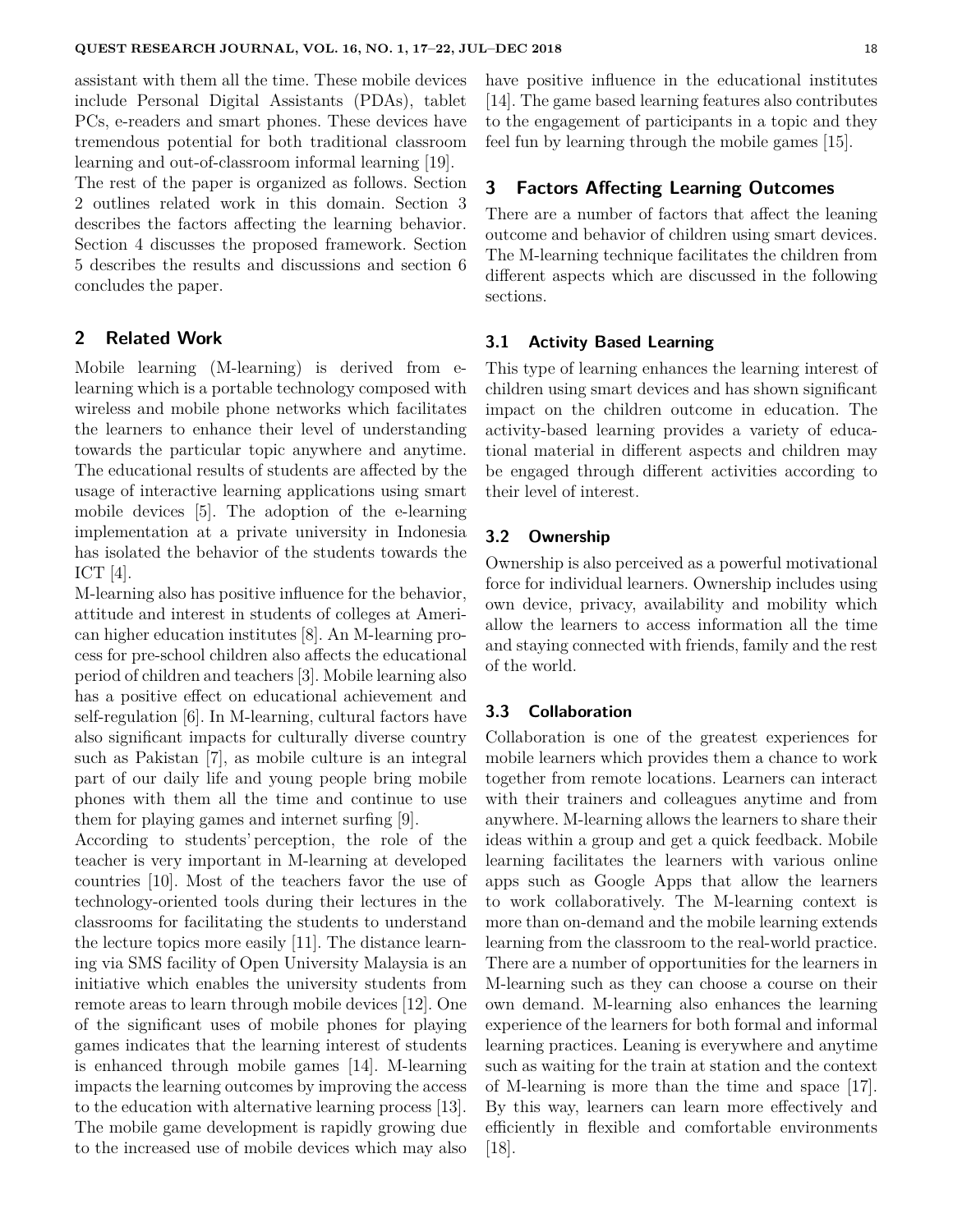assistant with them all the time. These mobile devices include Personal Digital Assistants (PDAs), tablet PCs, e-readers and smart phones. These devices have tremendous potential for both traditional classroom learning and out-of-classroom informal learning [19].

The rest of the paper is organized as follows. Section 2 outlines related work in this domain. Section 3 describes the factors affecting the learning behavior. Section 4 discusses the proposed framework. Section 5 describes the results and discussions and section 6 concludes the paper.

## 2 Related Work

Mobile learning (M-learning) is derived from e-learning which is a portable technology composed with wireless and mobile phone networks which facilitates the learners to enhance their level of understanding towards the particular topic anywhere and anytime. The educational results of students are affected by the usage of interactive learning applications using smart mobile devices [5]. The adoption of the e-learning implementation at a private university in Indonesia has isolated the behavior of the students towards the ICT [4].

M-learning also has positive influence for the behavior, attitude and interest in students of colleges at American higher education institutes [8]. An M-learning process for pre-school children also affects the educational period of children and teachers [3]. Mobile learning also has a positive effect on educational achievement and self-regulation [6]. In M-learning, cultural factors have also significant impacts for culturally diverse country such as Pakistan [7], as mobile culture is an integral part of our daily life and young people bring mobile phones with them all the time and continue to use them for playing games and internet surfing [9].

According to students' perception, the role of the teacher is very important in M-learning at developed countries [10]. Most of the teachers favor the use of technology-oriented tools during their lectures in the classrooms for facilitating the students to understand the lecture topics more easily [11]. The distance learning via SMS facility of Open University Malaysia is an initiative which enables the university students from remote areas to learn through mobile devices [12]. One of the significant uses of mobile phones for playing games indicates that the learning interest of students is enhanced through mobile games [14]. M-learning impacts the learning outcomes by improving the access to the education with alternative learning process [13]. The mobile game development is rapidly growing due to the increased use of mobile devices which may also have positive influence in the educational institutes [14]. The game based learning features also contributes to the engagement of participants in a topic and they feel fun by learning through the mobile games [15].

## 3 Factors Affecting Learning Outcomes

There are a number of factors that affect the leaning outcome and behavior of children using smart devices. The M-learning technique facilitates the children from different aspects which are discussed in the following sections.

### 3.1 Activity Based Learning

This type of learning enhances the learning interest of children using smart devices and has shown significant impact on the children outcome in education. The activity-based learning provides a variety of educational material in different aspects and children may be engaged through different activities according to their level of interest.

### 3.2 Ownership

Ownership is also perceived as a powerful motivational force for individual learners. Ownership includes using own device, privacy, availability and mobility which allow the learners to access information all the time and staying connected with friends, family and the rest of the world.

### 3.3 Collaboration

Collaboration is one of the greatest experiences for mobile learners which provides them a chance to work together from remote locations. Learners can interact with their trainers and colleagues anytime and from anywhere. M-learning allows the learners to share their ideas within a group and get a quick feedback. Mobile learning facilitates the learners with various online apps such as Google Apps that allow the learners to work collaboratively. The M-learning context is more than on-demand and the mobile learning extends learning from the classroom to the real-world practice. There are a number of opportunities for the learners in M-learning such as they can choose a course on their own demand. M-learning also enhances the learning experience of the learners for both formal and informal learning practices. Leaning is everywhere and anytime such as waiting for the train at station and the context of M-learning is more than the time and space [17]. By this way, learners can learn more effectively and efficiently in flexible and comfortable environments [18].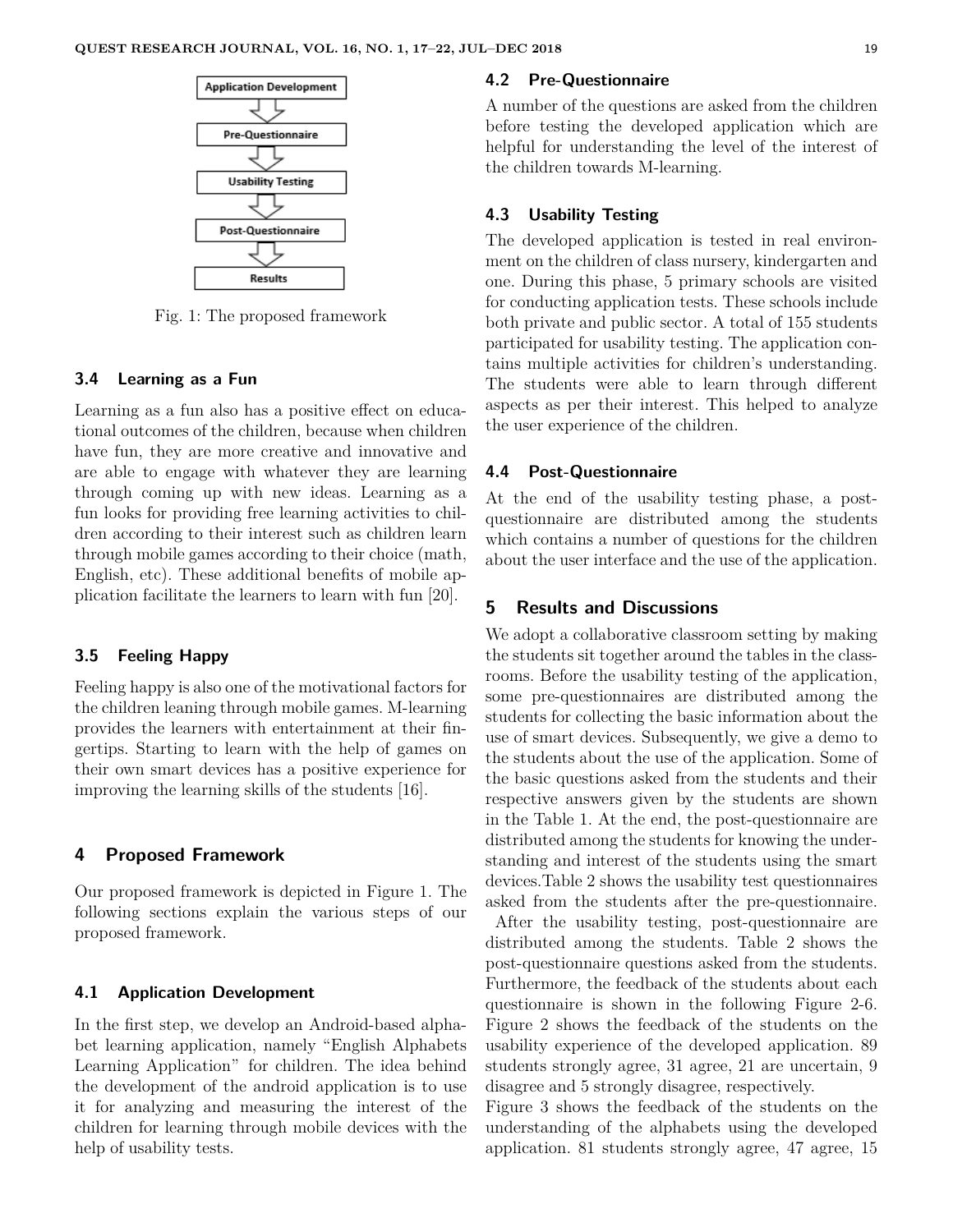Application Development → Pre-Questionnaire → Usability Testing → Post-Questionnaire → Results

Fig. 1: The proposed framework

### 3.4 Learning as a Fun

Learning as a fun also has a positive effect on educational outcomes of the children, because when children have fun, they are more creative and innovative and are able to engage with whatever they are learning through coming up with new ideas. Learning as a fun looks for providing free learning activities to children according to their interest such as children learn through mobile games according to their choice (math, English, etc). These additional benefits of mobile application facilitate the learners to learn with fun [20].

### 3.5 Feeling Happy

Feeling happy is also one of the motivational factors for the children leaning through mobile games. M-learning provides the learners with entertainment at their fingertips. Starting to learn with the help of games on their own smart devices has a positive experience for improving the learning skills of the students [16].

## 4 Proposed Framework

Our proposed framework is depicted in Figure 1. The following sections explain the various steps of our proposed framework.

### 4.1 Application Development

In the first step, we develop an Android-based alphabet learning application, namely "English Alphabets Learning Application" for children. The idea behind the development of the android application is to use it for analyzing and measuring the interest of the children for learning through mobile devices with the help of usability tests.

### 4.2 Pre-Questionnaire

A number of the questions are asked from the children before testing the developed application which are helpful for understanding the level of the interest of the children towards M-learning.

### 4.3 Usability Testing

The developed application is tested in real environment on the children of class nursery, kindergarten and one. During this phase, 5 primary schools are visited for conducting application tests. These schools include both private and public sector. A total of 155 students participated for usability testing. The application contains multiple activities for children's understanding. The students were able to learn through different aspects as per their interest. This helped to analyze the user experience of the children.

### 4.4 Post-Questionnaire

At the end of the usability testing phase, a post-questionnaire are distributed among the students which contains a number of questions for the children about the user interface and the use of the application.

## 5 Results and Discussions

We adopt a collaborative classroom setting by making the students sit together around the tables in the classrooms. Before the usability testing of the application, some pre-questionnaires are distributed among the students for collecting the basic information about the use of smart devices. Subsequently, we give a demo to the students about the use of the application. Some of the basic questions asked from the students and their respective answers given by the students are shown in the Table 1. At the end, the post-questionnaire are distributed among the students for knowing the understanding and interest of the students using the smart devices.Table 2 shows the usability test questionnaires asked from the students after the pre-questionnaire.

After the usability testing, post-questionnaire are distributed among the students. Table 2 shows the post-questionnaire questions asked from the students. Furthermore, the feedback of the students about each questionnaire is shown in the following Figure 2-6. Figure 2 shows the feedback of the students on the usability experience of the developed application. 89 students strongly agree, 31 agree, 21 are uncertain, 9 disagree and 5 strongly disagree, respectively.

Figure 3 shows the feedback of the students on the understanding of the alphabets using the developed application. 81 students strongly agree, 47 agree, 15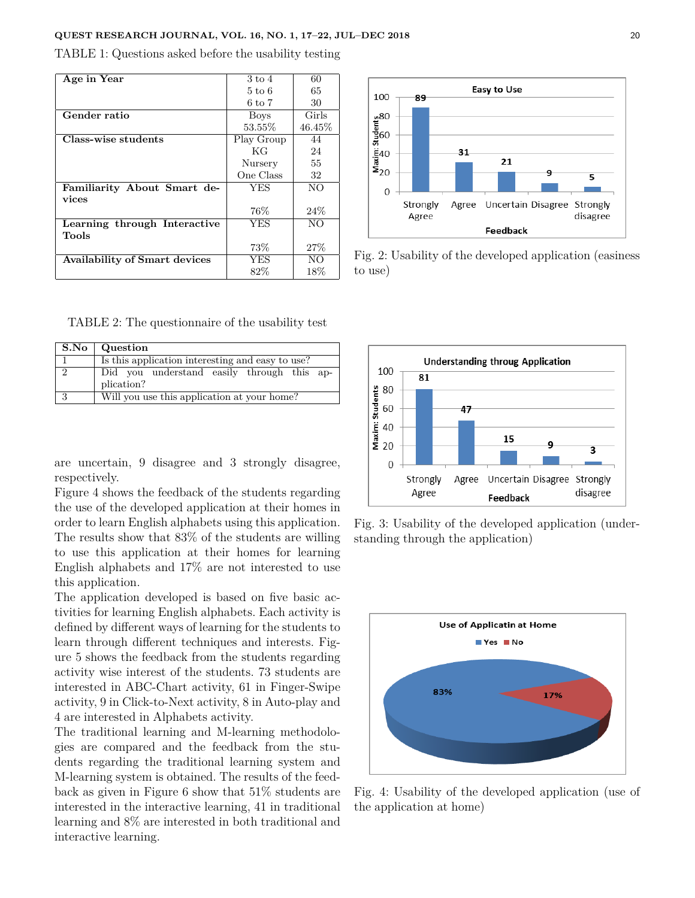TABLE 1: Questions asked before the usability testing

| | | |
|---|---|---|
| **Age in Year** | 3 to 4 | 60 |
| | 5 to 6 | 65 |
| | 6 to 7 | 30 |
| **Gender ratio** | Boys | Girls |
| | 53.55% | 46.45% |
| **Class-wise students** | Play Group | 44 |
| | KG | 24 |
| | Nursery | 55 |
| | One Class | 32 |
| **Familiarity About Smart devices** | YES | NO |
| | 76% | 24% |
| **Learning through Interactive Tools** | YES | NO |
| | 73% | 27% |
| **Availability of Smart devices** | YES | NO |
| | 82% | 18% |

TABLE 2: The questionnaire of the usability test

| S.No | Question |
|---|---|
| 1 | Is this application interesting and easy to use? |
| 2 | Did you understand easily through this application? |
| 3 | Will you use this application at your home? |

are uncertain, 9 disagree and 3 strongly disagree, respectively.

Figure 4 shows the feedback of the students regarding the use of the developed application at their homes in order to learn English alphabets using this application. The results show that 83% of the students are willing to use this application at their homes for learning English alphabets and 17% are not interested to use this application.

The application developed is based on five basic activities for learning English alphabets. Each activity is defined by different ways of learning for the students to learn through different techniques and interests. Figure 5 shows the feedback from the students regarding activity wise interest of the students. 73 students are interested in ABC-Chart activity, 61 in Finger-Swipe activity, 9 in Click-to-Next activity, 8 in Auto-play and 4 are interested in Alphabets activity.

The traditional learning and M-learning methodologies are compared and the feedback from the students regarding the traditional learning system and M-learning system is obtained. The results of the feedback as given in Figure 6 show that 51% students are interested in the interactive learning, 41 in traditional learning and 8% are interested in both traditional and interactive learning.

Fig. 2: Usability of the developed application (easiness to use)

Fig. 3: Usability of the developed application (understanding through the application)

Fig. 4: Usability of the developed application (use of the application at home)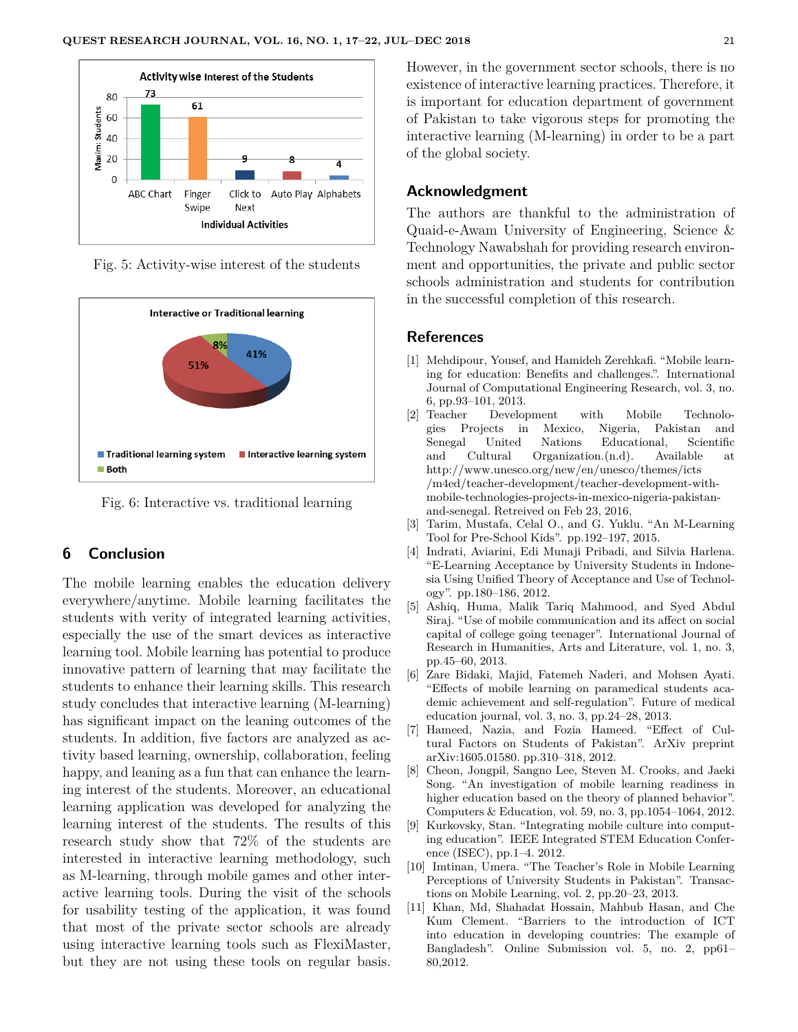Fig. 5: Activity-wise interest of the students

Fig. 6: Interactive vs. traditional learning

## 6 Conclusion

The mobile learning enables the education delivery everywhere/anytime. Mobile learning facilitates the students with verity of integrated learning activities, especially the use of the smart devices as interactive learning tool. Mobile learning has potential to produce innovative pattern of learning that may facilitate the students to enhance their learning skills. This research study concludes that interactive learning (M-learning) has significant impact on the leaning outcomes of the students. In addition, five factors are analyzed as activity based learning, ownership, collaboration, feeling happy, and leaning as a fun that can enhance the learning interest of the students. Moreover, an educational learning application was developed for analyzing the learning interest of the students. The results of this research study show that 72% of the students are interested in interactive learning methodology, such as M-learning, through mobile games and other interactive learning tools. During the visit of the schools for usability testing of the application, it was found that most of the private sector schools are already using interactive learning tools such as FlexiMaster, but they are not using these tools on regular basis. However, in the government sector schools, there is no existence of interactive learning practices. Therefore, it is important for education department of government of Pakistan to take vigorous steps for promoting the interactive learning (M-learning) in order to be a part of the global society.

## Acknowledgment

The authors are thankful to the administration of Quaid-e-Awam University of Engineering, Science & Technology Nawabshah for providing research environment and opportunities, the private and public sector schools administration and students for contribution in the successful completion of this research.

## References

[1] Mehdipour, Yousef, and Hamideh Zerehkafi. "Mobile learning for education: Benefits and challenges.". International Journal of Computational Engineering Research, vol. 3, no. 6, pp.93–101, 2013.

[2] Teacher Development with Mobile Technologies Projects in Mexico, Nigeria, Pakistan and Senegal United Nations Educational, Scientific and Cultural Organization.(n.d). Available at http://www.unesco.org/new/en/unesco/themes/icts/m4ed/teacher-development/teacher-development-with-mobile-technologies-projects-in-mexico-nigeria-pakistan-and-senegal. Retreived on Feb 23, 2016,

[3] Tarim, Mustafa, Celal O., and G. Yuklu. "An M-Learning Tool for Pre-School Kids". pp.192–197, 2015.

[4] Indrati, Aviarini, Edi Munaji Pribadi, and Silvia Harlena. "E-Learning Acceptance by University Students in Indonesia Using Unified Theory of Acceptance and Use of Technology". pp.180–186, 2012.

[5] Ashiq, Huma, Malik Tariq Mahmood, and Syed Abdul Siraj. "Use of mobile communication and its affect on social capital of college going teenager". International Journal of Research in Humanities, Arts and Literature, vol. 1, no. 3, pp.45–60, 2013.

[6] Zare Bidaki, Majid, Fatemeh Naderi, and Mohsen Ayati. "Effects of mobile learning on paramedical students academic achievement and self-regulation". Future of medical education journal, vol. 3, no. 3, pp.24–28, 2013.

[7] Hameed, Nazia, and Fozia Hameed. "Effect of Cultural Factors on Students of Pakistan". ArXiv preprint arXiv:1605.01580. pp.310–318, 2012.

[8] Cheon, Jongpil, Sangno Lee, Steven M. Crooks, and Jaeki Song. "An investigation of mobile learning readiness in higher education based on the theory of planned behavior". Computers & Education, vol. 59, no. 3, pp.1054–1064, 2012.

[9] Kurkovsky, Stan. "Integrating mobile culture into computing education". IEEE Integrated STEM Education Conference (ISEC), pp.1–4. 2012.

[10] Imtinan, Umera. "The Teacher's Role in Mobile Learning Perceptions of University Students in Pakistan". Transactions on Mobile Learning, vol. 2, pp.20–23, 2013.

[11] Khan, Md, Shahadat Hossain, Mahbub Hasan, and Che Kum Clement. "Barriers to the introduction of ICT into education in developing countries: The example of Bangladesh". Online Submission vol. 5, no. 2, pp61–80,2012.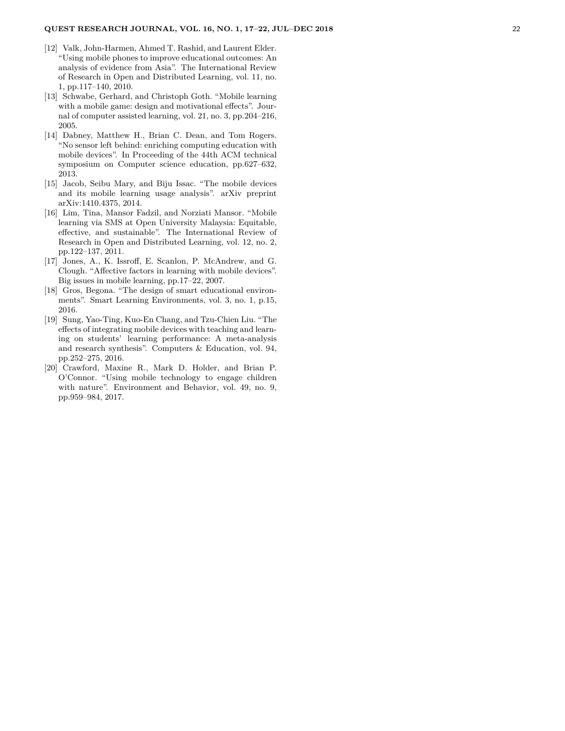[12] Valk, John-Harmen, Ahmed T. Rashid, and Laurent Elder. "Using mobile phones to improve educational outcomes: An analysis of evidence from Asia". The International Review of Research in Open and Distributed Learning, vol. 11, no. 1, pp.117–140, 2010.

[13] Schwabe, Gerhard, and Christoph Goth. "Mobile learning with a mobile game: design and motivational effects". Journal of computer assisted learning, vol. 21, no. 3, pp.204–216, 2005.

[14] Dabney, Matthew H., Brian C. Dean, and Tom Rogers. "No sensor left behind: enriching computing education with mobile devices". In Proceeding of the 44th ACM technical symposium on Computer science education, pp.627–632, 2013.

[15] Jacob, Seibu Mary, and Biju Issac. "The mobile devices and its mobile learning usage analysis". arXiv preprint arXiv:1410.4375, 2014.

[16] Lim, Tina, Mansor Fadzil, and Norziati Mansor. "Mobile learning via SMS at Open University Malaysia: Equitable, effective, and sustainable". The International Review of Research in Open and Distributed Learning, vol. 12, no. 2, pp.122–137, 2011.

[17] Jones, A., K. Issroff, E. Scanlon, P. McAndrew, and G. Clough. "Affective factors in learning with mobile devices". Big issues in mobile learning, pp.17–22, 2007.

[18] Gros, Begona. "The design of smart educational environments". Smart Learning Environments, vol. 3, no. 1, p.15, 2016.

[19] Sung, Yao-Ting, Kuo-En Chang, and Tzu-Chien Liu. "The effects of integrating mobile devices with teaching and learning on students' learning performance: A meta-analysis and research synthesis". Computers & Education, vol. 94, pp.252–275, 2016.

[20] Crawford, Maxine R., Mark D. Holder, and Brian P. O'Connor. "Using mobile technology to engage children with nature". Environment and Behavior, vol. 49, no. 9, pp.959–984, 2017.